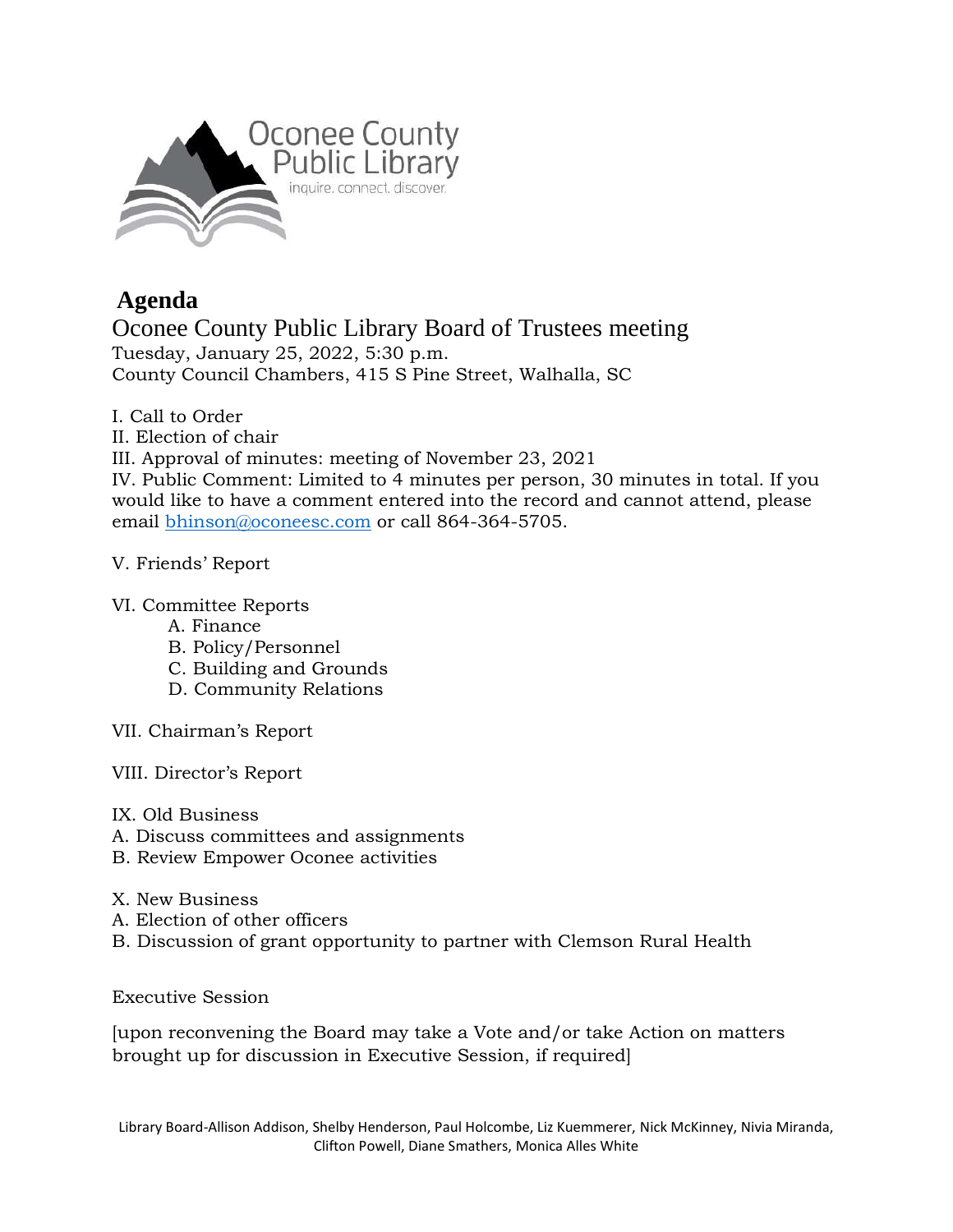Oconee County Public Library

inquire. connect. discover.

# Agenda

## Oconee County Public Library Board of Trustees meeting

Tuesday, January 25, 2022, 5:30 p.m.
County Council Chambers, 415 S Pine Street, Walhalla, SC

I. Call to Order
II. Election of chair
III. Approval of minutes: meeting of November 23, 2021
IV. Public Comment: Limited to 4 minutes per person, 30 minutes in total. If you would like to have a comment entered into the record and cannot attend, please email bhinson@oconeesc.com or call 864-364-5705.

V. Friends' Report

VI. Committee Reports
- A. Finance
- B. Policy/Personnel
- C. Building and Grounds
- D. Community Relations

VII. Chairman's Report

VIII. Director's Report

IX. Old Business
A. Discuss committees and assignments
B. Review Empower Oconee activities

X. New Business
A. Election of other officers
B. Discussion of grant opportunity to partner with Clemson Rural Health

Executive Session

[upon reconvening the Board may take a Vote and/or take Action on matters brought up for discussion in Executive Session, if required]

Library Board-Allison Addison, Shelby Henderson, Paul Holcombe, Liz Kuemmerer, Nick McKinney, Nivia Miranda, Clifton Powell, Diane Smathers, Monica Alles White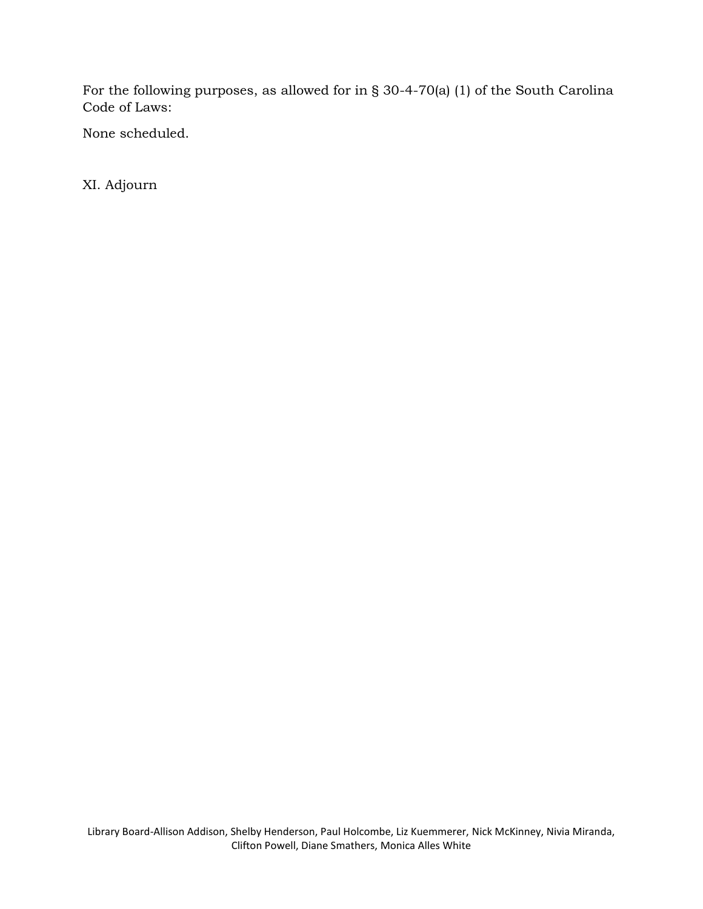For the following purposes, as allowed for in § 30-4-70(a) (1) of the South Carolina Code of Laws:

None scheduled.

XI. Adjourn